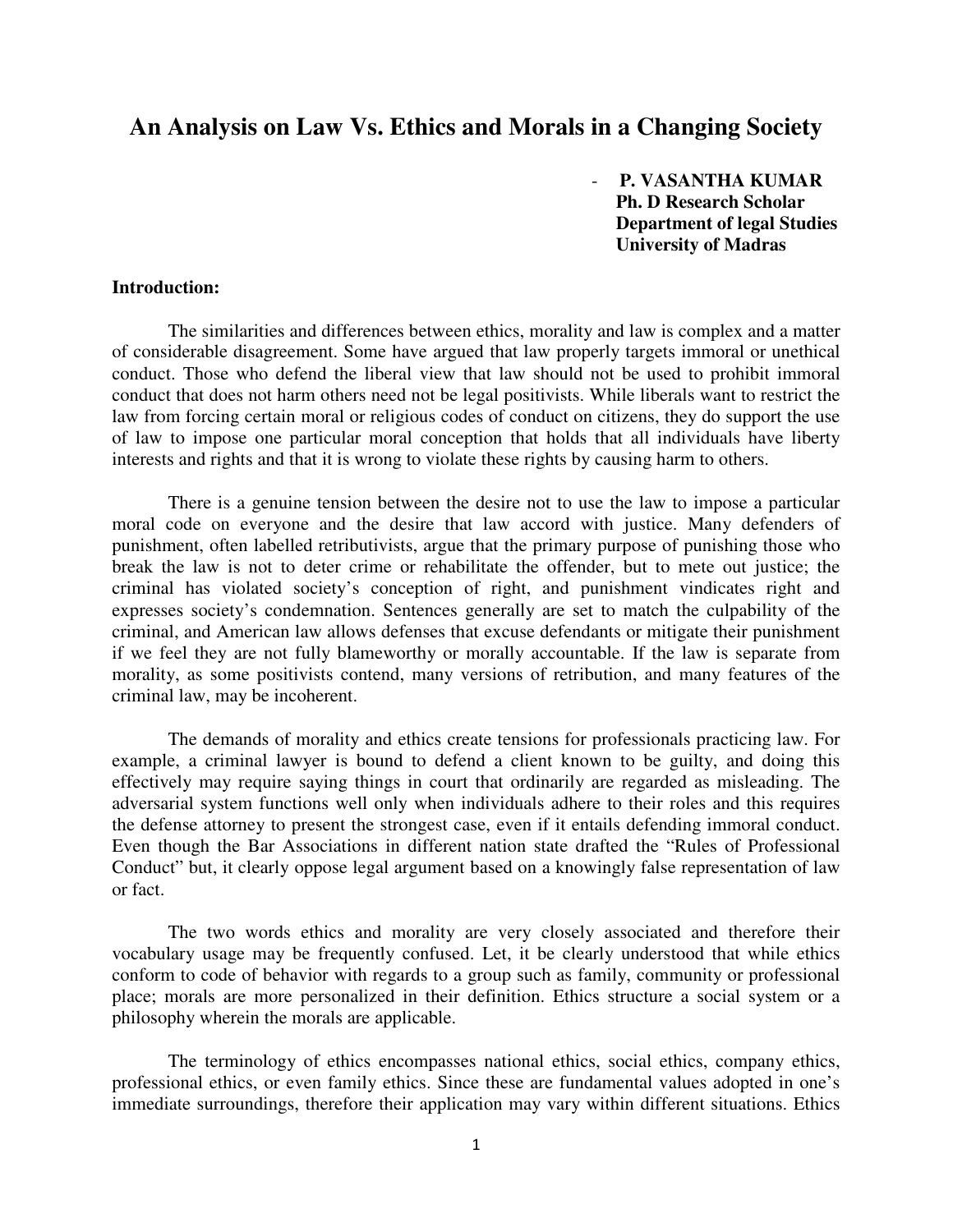# An Analysis on Law Vs. Ethics and Morals in a Changing Society

- **P. VASANTHA KUMAR**
  **Ph. D Research Scholar**
  **Department of legal Studies**
  **University of Madras**

**Introduction:**

The similarities and differences between ethics, morality and law is complex and a matter of considerable disagreement. Some have argued that law properly targets immoral or unethical conduct. Those who defend the liberal view that law should not be used to prohibit immoral conduct that does not harm others need not be legal positivists. While liberals want to restrict the law from forcing certain moral or religious codes of conduct on citizens, they do support the use of law to impose one particular moral conception that holds that all individuals have liberty interests and rights and that it is wrong to violate these rights by causing harm to others.

There is a genuine tension between the desire not to use the law to impose a particular moral code on everyone and the desire that law accord with justice. Many defenders of punishment, often labelled retributivists, argue that the primary purpose of punishing those who break the law is not to deter crime or rehabilitate the offender, but to mete out justice; the criminal has violated society's conception of right, and punishment vindicates right and expresses society's condemnation. Sentences generally are set to match the culpability of the criminal, and American law allows defenses that excuse defendants or mitigate their punishment if we feel they are not fully blameworthy or morally accountable. If the law is separate from morality, as some positivists contend, many versions of retribution, and many features of the criminal law, may be incoherent.

The demands of morality and ethics create tensions for professionals practicing law. For example, a criminal lawyer is bound to defend a client known to be guilty, and doing this effectively may require saying things in court that ordinarily are regarded as misleading. The adversarial system functions well only when individuals adhere to their roles and this requires the defense attorney to present the strongest case, even if it entails defending immoral conduct. Even though the Bar Associations in different nation state drafted the "Rules of Professional Conduct" but, it clearly oppose legal argument based on a knowingly false representation of law or fact.

The two words ethics and morality are very closely associated and therefore their vocabulary usage may be frequently confused. Let, it be clearly understood that while ethics conform to code of behavior with regards to a group such as family, community or professional place; morals are more personalized in their definition. Ethics structure a social system or a philosophy wherein the morals are applicable.

The terminology of ethics encompasses national ethics, social ethics, company ethics, professional ethics, or even family ethics. Since these are fundamental values adopted in one's immediate surroundings, therefore their application may vary within different situations. Ethics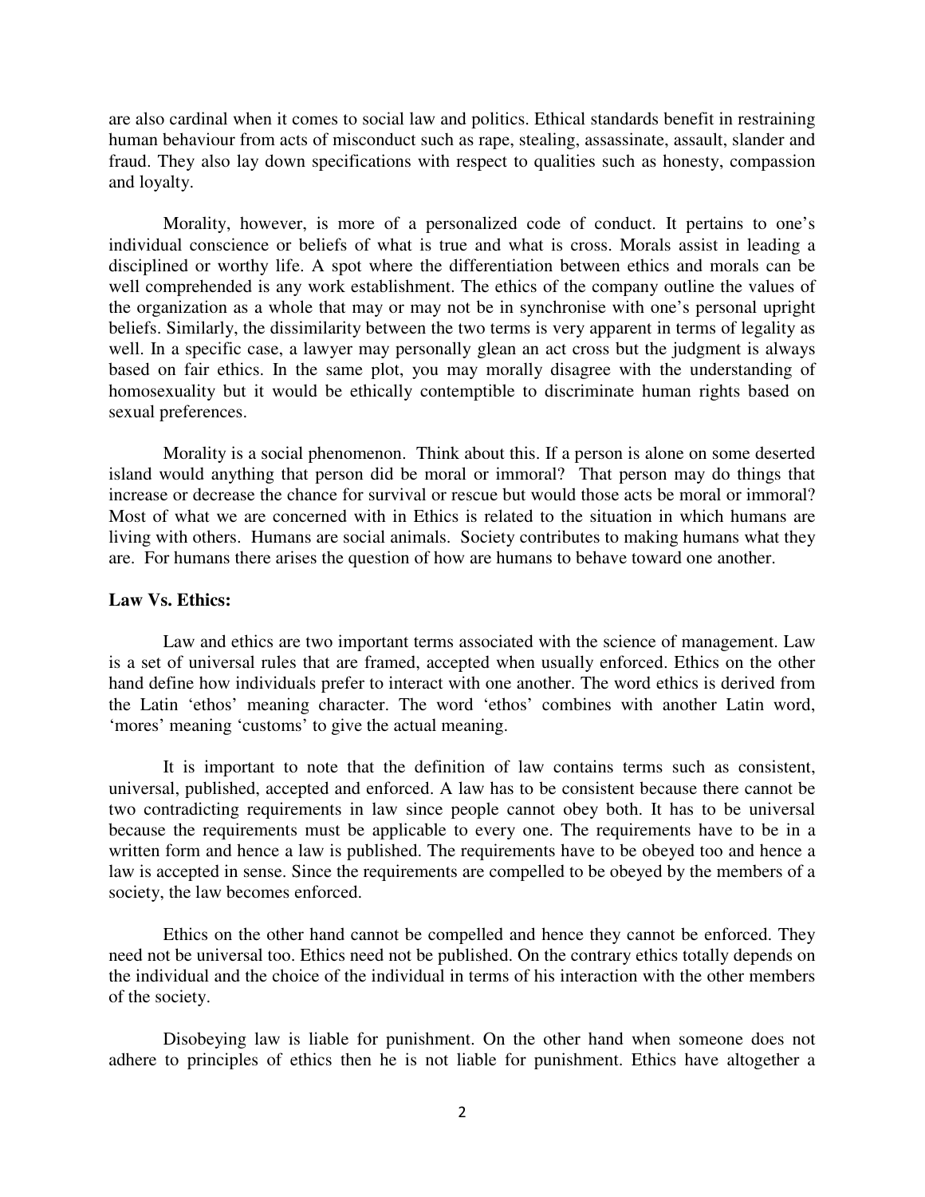are also cardinal when it comes to social law and politics. Ethical standards benefit in restraining human behaviour from acts of misconduct such as rape, stealing, assassinate, assault, slander and fraud. They also lay down specifications with respect to qualities such as honesty, compassion and loyalty.

Morality, however, is more of a personalized code of conduct. It pertains to one's individual conscience or beliefs of what is true and what is cross. Morals assist in leading a disciplined or worthy life. A spot where the differentiation between ethics and morals can be well comprehended is any work establishment. The ethics of the company outline the values of the organization as a whole that may or may not be in synchronise with one's personal upright beliefs. Similarly, the dissimilarity between the two terms is very apparent in terms of legality as well. In a specific case, a lawyer may personally glean an act cross but the judgment is always based on fair ethics. In the same plot, you may morally disagree with the understanding of homosexuality but it would be ethically contemptible to discriminate human rights based on sexual preferences.

Morality is a social phenomenon. Think about this. If a person is alone on some deserted island would anything that person did be moral or immoral? That person may do things that increase or decrease the chance for survival or rescue but would those acts be moral or immoral? Most of what we are concerned with in Ethics is related to the situation in which humans are living with others. Humans are social animals. Society contributes to making humans what they are. For humans there arises the question of how are humans to behave toward one another.

**Law Vs. Ethics:**

Law and ethics are two important terms associated with the science of management. Law is a set of universal rules that are framed, accepted when usually enforced. Ethics on the other hand define how individuals prefer to interact with one another. The word ethics is derived from the Latin 'ethos' meaning character. The word 'ethos' combines with another Latin word, 'mores' meaning 'customs' to give the actual meaning.

It is important to note that the definition of law contains terms such as consistent, universal, published, accepted and enforced. A law has to be consistent because there cannot be two contradicting requirements in law since people cannot obey both. It has to be universal because the requirements must be applicable to every one. The requirements have to be in a written form and hence a law is published. The requirements have to be obeyed too and hence a law is accepted in sense. Since the requirements are compelled to be obeyed by the members of a society, the law becomes enforced.

Ethics on the other hand cannot be compelled and hence they cannot be enforced. They need not be universal too. Ethics need not be published. On the contrary ethics totally depends on the individual and the choice of the individual in terms of his interaction with the other members of the society.

Disobeying law is liable for punishment. On the other hand when someone does not adhere to principles of ethics then he is not liable for punishment. Ethics have altogether a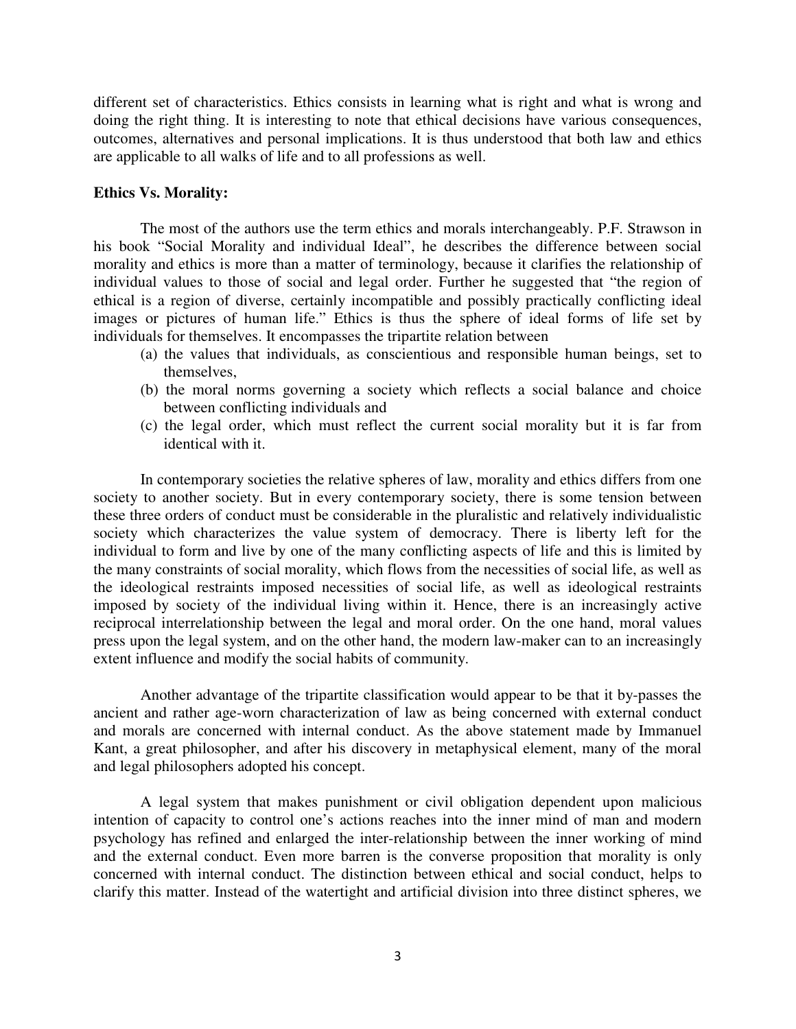different set of characteristics. Ethics consists in learning what is right and what is wrong and doing the right thing. It is interesting to note that ethical decisions have various consequences, outcomes, alternatives and personal implications. It is thus understood that both law and ethics are applicable to all walks of life and to all professions as well.

**Ethics Vs. Morality:**

The most of the authors use the term ethics and morals interchangeably. P.F. Strawson in his book "Social Morality and individual Ideal", he describes the difference between social morality and ethics is more than a matter of terminology, because it clarifies the relationship of individual values to those of social and legal order. Further he suggested that "the region of ethical is a region of diverse, certainly incompatible and possibly practically conflicting ideal images or pictures of human life." Ethics is thus the sphere of ideal forms of life set by individuals for themselves. It encompasses the tripartite relation between

(a) the values that individuals, as conscientious and responsible human beings, set to themselves,
(b) the moral norms governing a society which reflects a social balance and choice between conflicting individuals and
(c) the legal order, which must reflect the current social morality but it is far from identical with it.

In contemporary societies the relative spheres of law, morality and ethics differs from one society to another society. But in every contemporary society, there is some tension between these three orders of conduct must be considerable in the pluralistic and relatively individualistic society which characterizes the value system of democracy. There is liberty left for the individual to form and live by one of the many conflicting aspects of life and this is limited by the many constraints of social morality, which flows from the necessities of social life, as well as the ideological restraints imposed necessities of social life, as well as ideological restraints imposed by society of the individual living within it. Hence, there is an increasingly active reciprocal interrelationship between the legal and moral order. On the one hand, moral values press upon the legal system, and on the other hand, the modern law-maker can to an increasingly extent influence and modify the social habits of community.

Another advantage of the tripartite classification would appear to be that it by-passes the ancient and rather age-worn characterization of law as being concerned with external conduct and morals are concerned with internal conduct. As the above statement made by Immanuel Kant, a great philosopher, and after his discovery in metaphysical element, many of the moral and legal philosophers adopted his concept.

A legal system that makes punishment or civil obligation dependent upon malicious intention of capacity to control one's actions reaches into the inner mind of man and modern psychology has refined and enlarged the inter-relationship between the inner working of mind and the external conduct. Even more barren is the converse proposition that morality is only concerned with internal conduct. The distinction between ethical and social conduct, helps to clarify this matter. Instead of the watertight and artificial division into three distinct spheres, we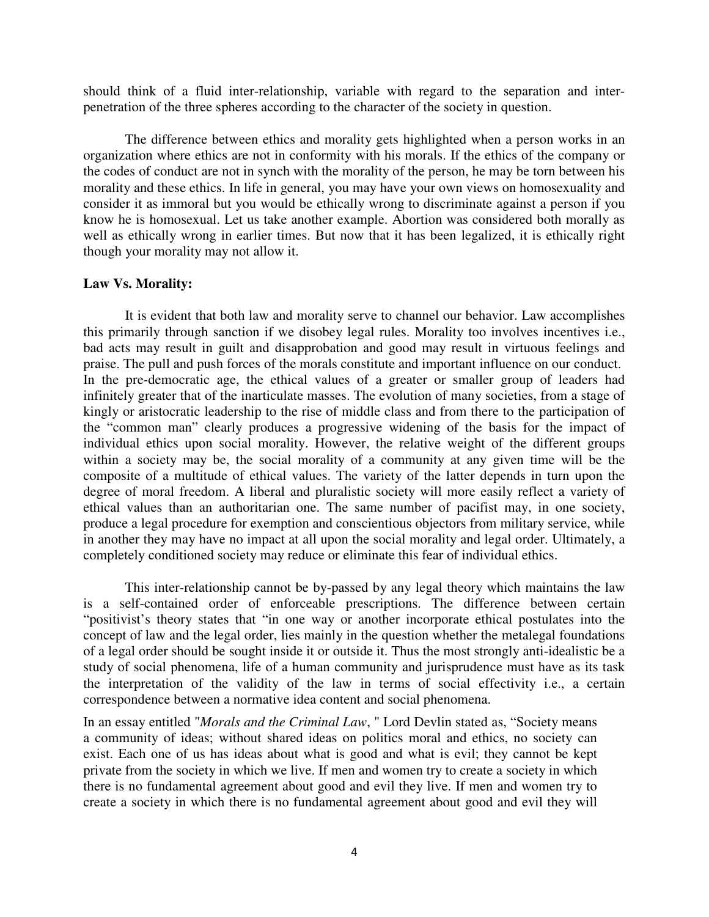should think of a fluid inter-relationship, variable with regard to the separation and inter-penetration of the three spheres according to the character of the society in question.

The difference between ethics and morality gets highlighted when a person works in an organization where ethics are not in conformity with his morals. If the ethics of the company or the codes of conduct are not in synch with the morality of the person, he may be torn between his morality and these ethics. In life in general, you may have your own views on homosexuality and consider it as immoral but you would be ethically wrong to discriminate against a person if you know he is homosexual. Let us take another example. Abortion was considered both morally as well as ethically wrong in earlier times. But now that it has been legalized, it is ethically right though your morality may not allow it.

**Law Vs. Morality:**

It is evident that both law and morality serve to channel our behavior. Law accomplishes this primarily through sanction if we disobey legal rules. Morality too involves incentives i.e., bad acts may result in guilt and disapprobation and good may result in virtuous feelings and praise. The pull and push forces of the morals constitute and important influence on our conduct. In the pre-democratic age, the ethical values of a greater or smaller group of leaders had infinitely greater that of the inarticulate masses. The evolution of many societies, from a stage of kingly or aristocratic leadership to the rise of middle class and from there to the participation of the "common man" clearly produces a progressive widening of the basis for the impact of individual ethics upon social morality. However, the relative weight of the different groups within a society may be, the social morality of a community at any given time will be the composite of a multitude of ethical values. The variety of the latter depends in turn upon the degree of moral freedom. A liberal and pluralistic society will more easily reflect a variety of ethical values than an authoritarian one. The same number of pacifist may, in one society, produce a legal procedure for exemption and conscientious objectors from military service, while in another they may have no impact at all upon the social morality and legal order. Ultimately, a completely conditioned society may reduce or eliminate this fear of individual ethics.

This inter-relationship cannot be by-passed by any legal theory which maintains the law is a self-contained order of enforceable prescriptions. The difference between certain "positivist's theory states that "in one way or another incorporate ethical postulates into the concept of law and the legal order, lies mainly in the question whether the metalegal foundations of a legal order should be sought inside it or outside it. Thus the most strongly anti-idealistic be a study of social phenomena, life of a human community and jurisprudence must have as its task the interpretation of the validity of the law in terms of social effectivity i.e., a certain correspondence between a normative idea content and social phenomena.

In an essay entitled "*Morals and the Criminal Law*, " Lord Devlin stated as, "Society means a community of ideas; without shared ideas on politics moral and ethics, no society can exist. Each one of us has ideas about what is good and what is evil; they cannot be kept private from the society in which we live. If men and women try to create a society in which there is no fundamental agreement about good and evil they live. If men and women try to create a society in which there is no fundamental agreement about good and evil they will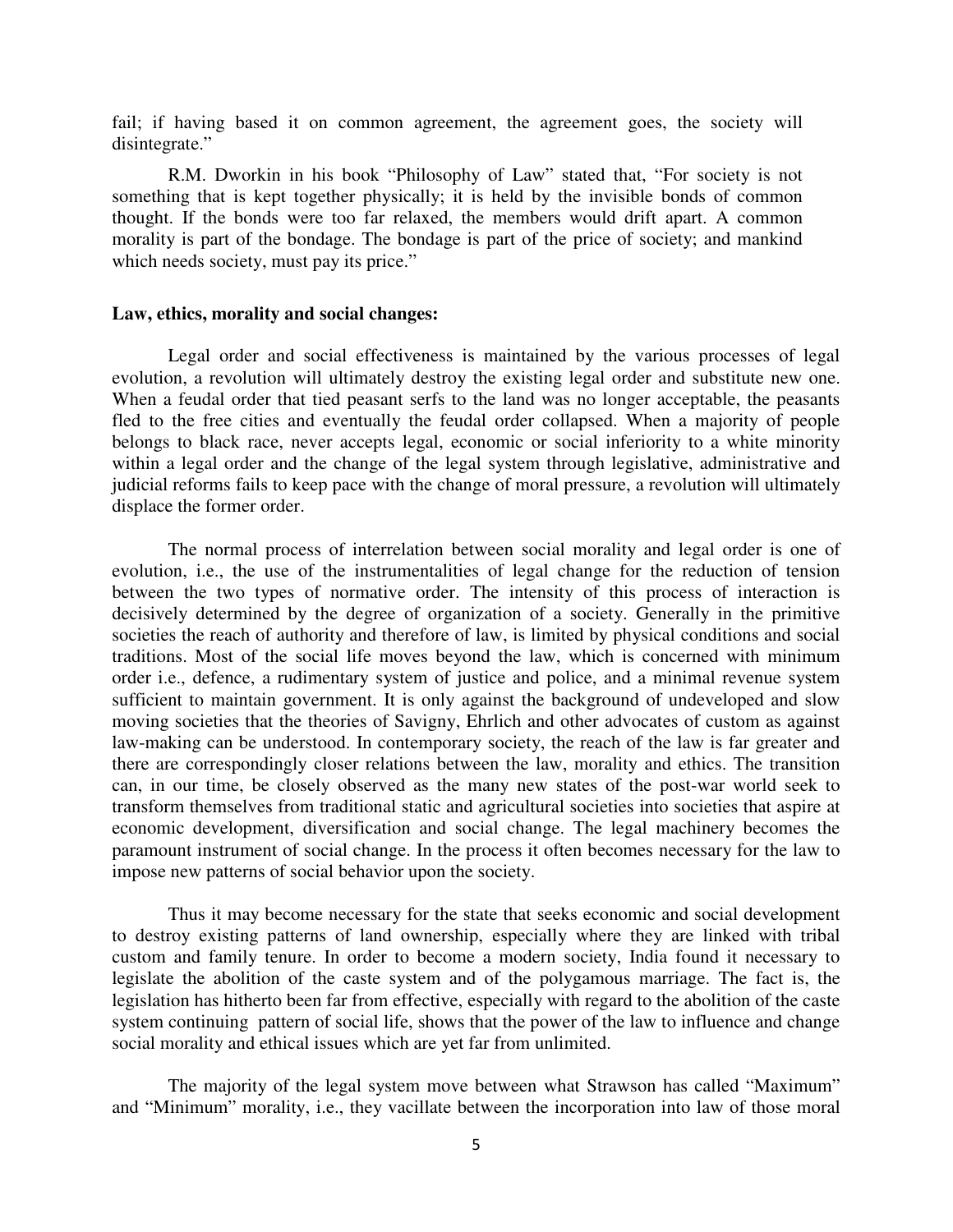fail; if having based it on common agreement, the agreement goes, the society will disintegrate."

R.M. Dworkin in his book "Philosophy of Law" stated that, "For society is not something that is kept together physically; it is held by the invisible bonds of common thought. If the bonds were too far relaxed, the members would drift apart. A common morality is part of the bondage. The bondage is part of the price of society; and mankind which needs society, must pay its price."

**Law, ethics, morality and social changes:**

Legal order and social effectiveness is maintained by the various processes of legal evolution, a revolution will ultimately destroy the existing legal order and substitute new one. When a feudal order that tied peasant serfs to the land was no longer acceptable, the peasants fled to the free cities and eventually the feudal order collapsed. When a majority of people belongs to black race, never accepts legal, economic or social inferiority to a white minority within a legal order and the change of the legal system through legislative, administrative and judicial reforms fails to keep pace with the change of moral pressure, a revolution will ultimately displace the former order.

The normal process of interrelation between social morality and legal order is one of evolution, i.e., the use of the instrumentalities of legal change for the reduction of tension between the two types of normative order. The intensity of this process of interaction is decisively determined by the degree of organization of a society. Generally in the primitive societies the reach of authority and therefore of law, is limited by physical conditions and social traditions. Most of the social life moves beyond the law, which is concerned with minimum order i.e., defence, a rudimentary system of justice and police, and a minimal revenue system sufficient to maintain government. It is only against the background of undeveloped and slow moving societies that the theories of Savigny, Ehrlich and other advocates of custom as against law-making can be understood. In contemporary society, the reach of the law is far greater and there are correspondingly closer relations between the law, morality and ethics. The transition can, in our time, be closely observed as the many new states of the post-war world seek to transform themselves from traditional static and agricultural societies into societies that aspire at economic development, diversification and social change. The legal machinery becomes the paramount instrument of social change. In the process it often becomes necessary for the law to impose new patterns of social behavior upon the society.

Thus it may become necessary for the state that seeks economic and social development to destroy existing patterns of land ownership, especially where they are linked with tribal custom and family tenure. In order to become a modern society, India found it necessary to legislate the abolition of the caste system and of the polygamous marriage. The fact is, the legislation has hitherto been far from effective, especially with regard to the abolition of the caste system continuing pattern of social life, shows that the power of the law to influence and change social morality and ethical issues which are yet far from unlimited.

The majority of the legal system move between what Strawson has called "Maximum" and "Minimum" morality, i.e., they vacillate between the incorporation into law of those moral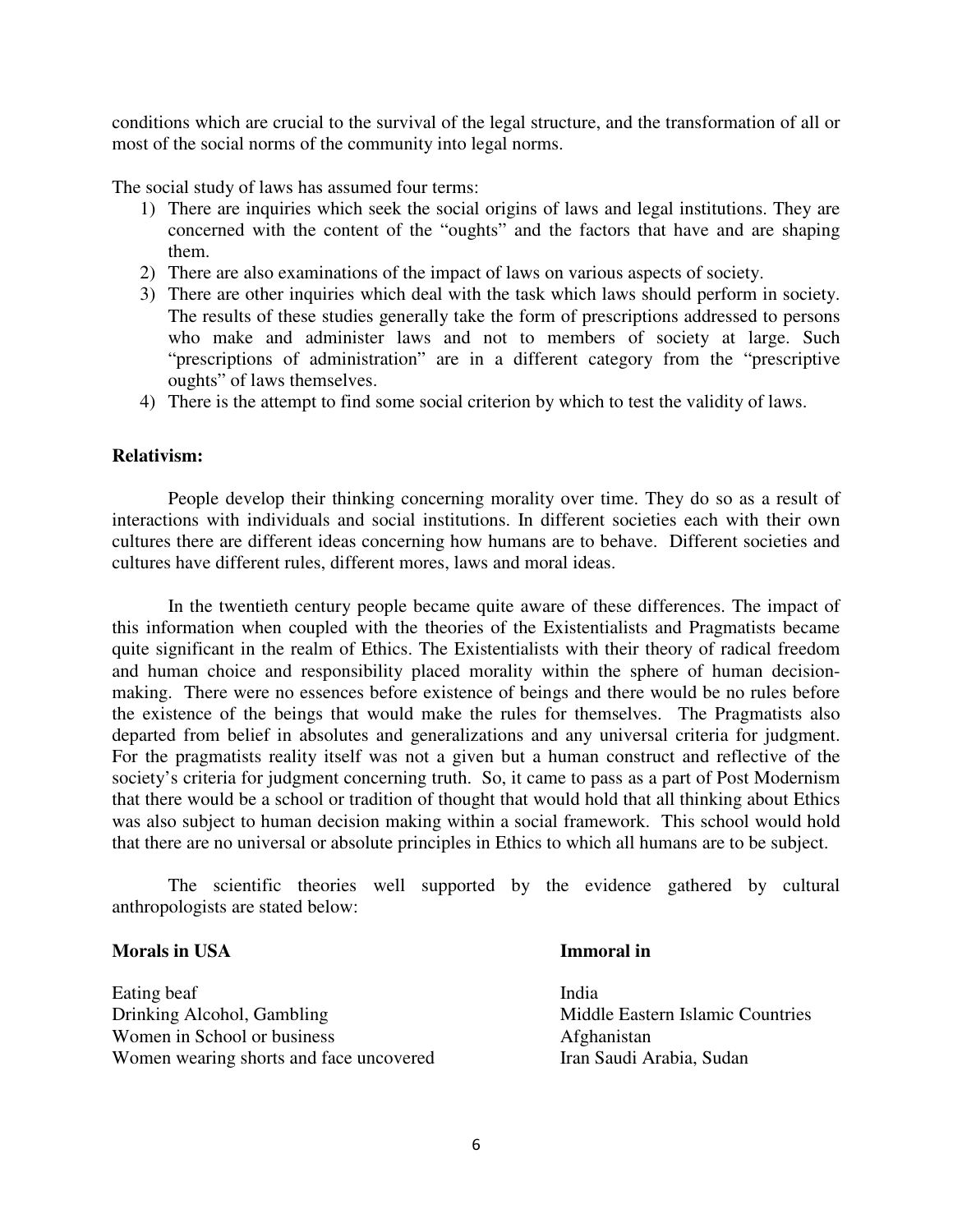conditions which are crucial to the survival of the legal structure, and the transformation of all or most of the social norms of the community into legal norms.

The social study of laws has assumed four terms:

1) There are inquiries which seek the social origins of laws and legal institutions. They are concerned with the content of the "oughts" and the factors that have and are shaping them.
2) There are also examinations of the impact of laws on various aspects of society.
3) There are other inquiries which deal with the task which laws should perform in society. The results of these studies generally take the form of prescriptions addressed to persons who make and administer laws and not to members of society at large. Such "prescriptions of administration" are in a different category from the "prescriptive oughts" of laws themselves.
4) There is the attempt to find some social criterion by which to test the validity of laws.

**Relativism:**

People develop their thinking concerning morality over time. They do so as a result of interactions with individuals and social institutions. In different societies each with their own cultures there are different ideas concerning how humans are to behave. Different societies and cultures have different rules, different mores, laws and moral ideas.

In the twentieth century people became quite aware of these differences. The impact of this information when coupled with the theories of the Existentialists and Pragmatists became quite significant in the realm of Ethics. The Existentialists with their theory of radical freedom and human choice and responsibility placed morality within the sphere of human decision-making. There were no essences before existence of beings and there would be no rules before the existence of the beings that would make the rules for themselves. The Pragmatists also departed from belief in absolutes and generalizations and any universal criteria for judgment. For the pragmatists reality itself was not a given but a human construct and reflective of the society's criteria for judgment concerning truth. So, it came to pass as a part of Post Modernism that there would be a school or tradition of thought that would hold that all thinking about Ethics was also subject to human decision making within a social framework. This school would hold that there are no universal or absolute principles in Ethics to which all humans are to be subject.

The scientific theories well supported by the evidence gathered by cultural anthropologists are stated below:

| **Morals in USA** | **Immoral in** |
|---|---|
| Eating beaf | India |
| Drinking Alcohol, Gambling | Middle Eastern Islamic Countries |
| Women in School or business | Afghanistan |
| Women wearing shorts and face uncovered | Iran Saudi Arabia, Sudan |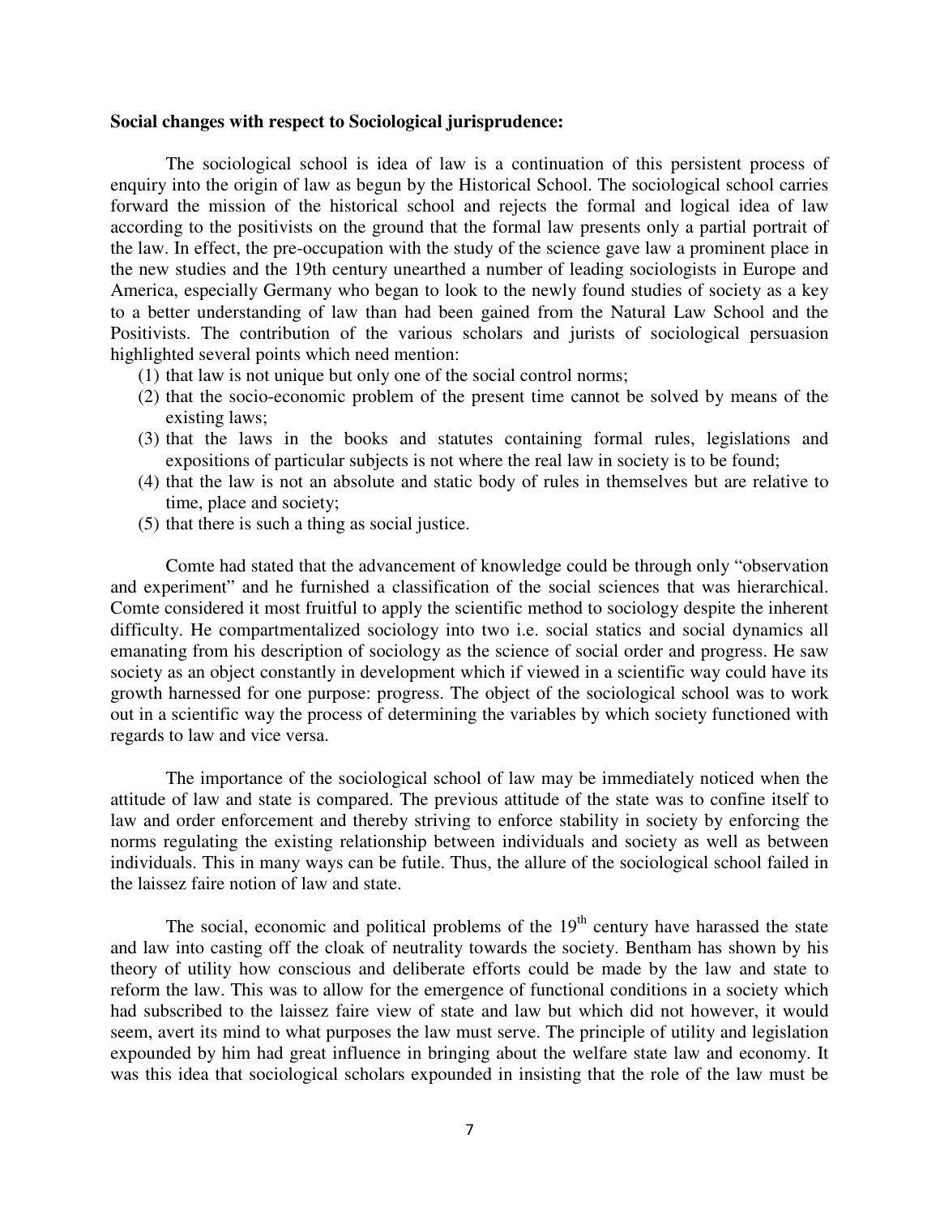**Social changes with respect to Sociological jurisprudence:**

The sociological school is idea of law is a continuation of this persistent process of enquiry into the origin of law as begun by the Historical School. The sociological school carries forward the mission of the historical school and rejects the formal and logical idea of law according to the positivists on the ground that the formal law presents only a partial portrait of the law. In effect, the pre-occupation with the study of the science gave law a prominent place in the new studies and the 19th century unearthed a number of leading sociologists in Europe and America, especially Germany who began to look to the newly found studies of society as a key to a better understanding of law than had been gained from the Natural Law School and the Positivists. The contribution of the various scholars and jurists of sociological persuasion highlighted several points which need mention:

(1) that law is not unique but only one of the social control norms;
(2) that the socio-economic problem of the present time cannot be solved by means of the existing laws;
(3) that the laws in the books and statutes containing formal rules, legislations and expositions of particular subjects is not where the real law in society is to be found;
(4) that the law is not an absolute and static body of rules in themselves but are relative to time, place and society;
(5) that there is such a thing as social justice.

Comte had stated that the advancement of knowledge could be through only "observation and experiment" and he furnished a classification of the social sciences that was hierarchical. Comte considered it most fruitful to apply the scientific method to sociology despite the inherent difficulty. He compartmentalized sociology into two i.e. social statics and social dynamics all emanating from his description of sociology as the science of social order and progress. He saw society as an object constantly in development which if viewed in a scientific way could have its growth harnessed for one purpose: progress. The object of the sociological school was to work out in a scientific way the process of determining the variables by which society functioned with regards to law and vice versa.

The importance of the sociological school of law may be immediately noticed when the attitude of law and state is compared. The previous attitude of the state was to confine itself to law and order enforcement and thereby striving to enforce stability in society by enforcing the norms regulating the existing relationship between individuals and society as well as between individuals. This in many ways can be futile. Thus, the allure of the sociological school failed in the laissez faire notion of law and state.

The social, economic and political problems of the 19th century have harassed the state and law into casting off the cloak of neutrality towards the society. Bentham has shown by his theory of utility how conscious and deliberate efforts could be made by the law and state to reform the law. This was to allow for the emergence of functional conditions in a society which had subscribed to the laissez faire view of state and law but which did not however, it would seem, avert its mind to what purposes the law must serve. The principle of utility and legislation expounded by him had great influence in bringing about the welfare state law and economy. It was this idea that sociological scholars expounded in insisting that the role of the law must be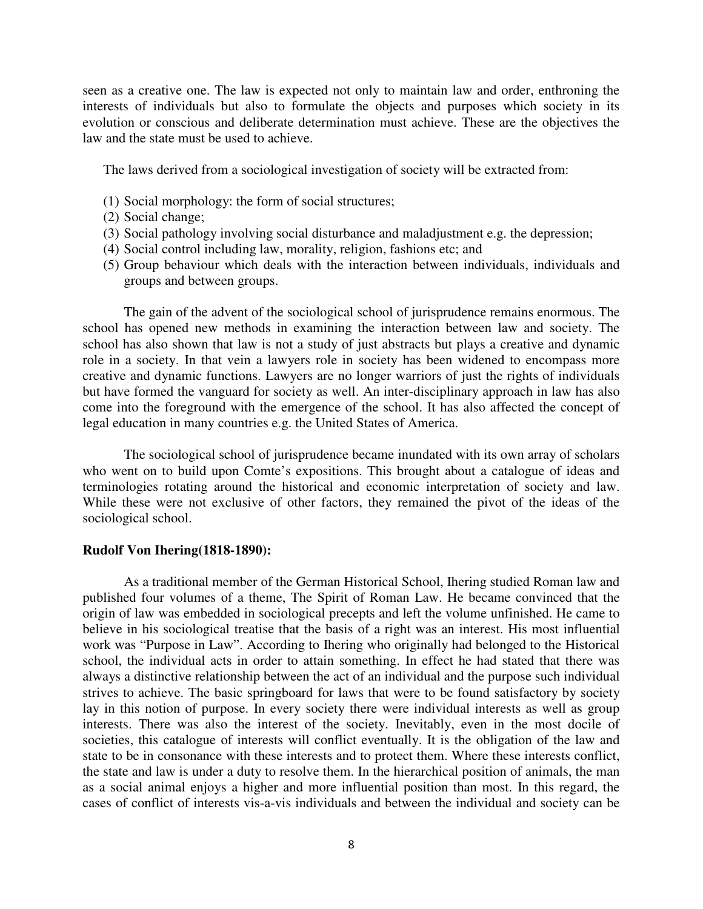seen as a creative one. The law is expected not only to maintain law and order, enthroning the interests of individuals but also to formulate the objects and purposes which society in its evolution or conscious and deliberate determination must achieve. These are the objectives the law and the state must be used to achieve.

The laws derived from a sociological investigation of society will be extracted from:

(1) Social morphology: the form of social structures;
(2) Social change;
(3) Social pathology involving social disturbance and maladjustment e.g. the depression;
(4) Social control including law, morality, religion, fashions etc; and
(5) Group behaviour which deals with the interaction between individuals, individuals and groups and between groups.

The gain of the advent of the sociological school of jurisprudence remains enormous. The school has opened new methods in examining the interaction between law and society. The school has also shown that law is not a study of just abstracts but plays a creative and dynamic role in a society. In that vein a lawyers role in society has been widened to encompass more creative and dynamic functions. Lawyers are no longer warriors of just the rights of individuals but have formed the vanguard for society as well. An inter-disciplinary approach in law has also come into the foreground with the emergence of the school. It has also affected the concept of legal education in many countries e.g. the United States of America.

The sociological school of jurisprudence became inundated with its own array of scholars who went on to build upon Comte's expositions. This brought about a catalogue of ideas and terminologies rotating around the historical and economic interpretation of society and law. While these were not exclusive of other factors, they remained the pivot of the ideas of the sociological school.

**Rudolf Von Ihering(1818-1890):**

As a traditional member of the German Historical School, Ihering studied Roman law and published four volumes of a theme, The Spirit of Roman Law. He became convinced that the origin of law was embedded in sociological precepts and left the volume unfinished. He came to believe in his sociological treatise that the basis of a right was an interest. His most influential work was "Purpose in Law". According to Ihering who originally had belonged to the Historical school, the individual acts in order to attain something. In effect he had stated that there was always a distinctive relationship between the act of an individual and the purpose such individual strives to achieve. The basic springboard for laws that were to be found satisfactory by society lay in this notion of purpose. In every society there were individual interests as well as group interests. There was also the interest of the society. Inevitably, even in the most docile of societies, this catalogue of interests will conflict eventually. It is the obligation of the law and state to be in consonance with these interests and to protect them. Where these interests conflict, the state and law is under a duty to resolve them. In the hierarchical position of animals, the man as a social animal enjoys a higher and more influential position than most. In this regard, the cases of conflict of interests vis-a-vis individuals and between the individual and society can be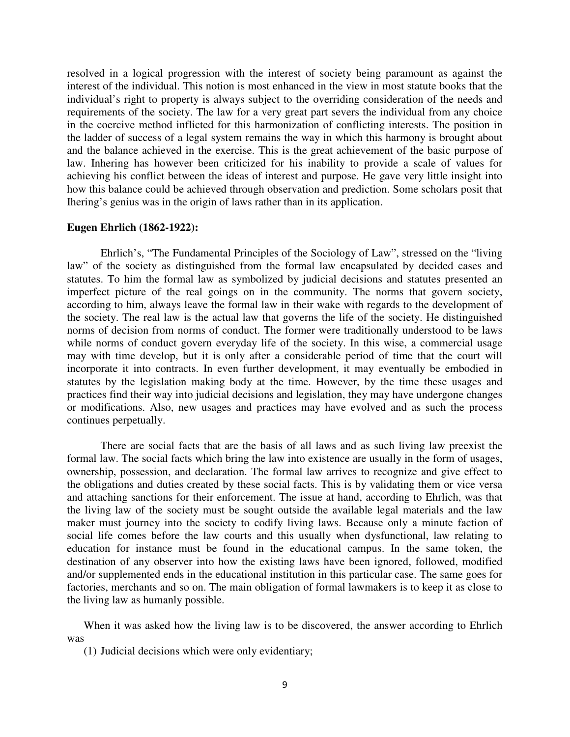resolved in a logical progression with the interest of society being paramount as against the interest of the individual. This notion is most enhanced in the view in most statute books that the individual's right to property is always subject to the overriding consideration of the needs and requirements of the society. The law for a very great part severs the individual from any choice in the coercive method inflicted for this harmonization of conflicting interests. The position in the ladder of success of a legal system remains the way in which this harmony is brought about and the balance achieved in the exercise. This is the great achievement of the basic purpose of law. Inhering has however been criticized for his inability to provide a scale of values for achieving his conflict between the ideas of interest and purpose. He gave very little insight into how this balance could be achieved through observation and prediction. Some scholars posit that Ihering's genius was in the origin of laws rather than in its application.

**Eugen Ehrlich (1862-1922):**

Ehrlich's, "The Fundamental Principles of the Sociology of Law", stressed on the "living law" of the society as distinguished from the formal law encapsulated by decided cases and statutes. To him the formal law as symbolized by judicial decisions and statutes presented an imperfect picture of the real goings on in the community. The norms that govern society, according to him, always leave the formal law in their wake with regards to the development of the society. The real law is the actual law that governs the life of the society. He distinguished norms of decision from norms of conduct. The former were traditionally understood to be laws while norms of conduct govern everyday life of the society. In this wise, a commercial usage may with time develop, but it is only after a considerable period of time that the court will incorporate it into contracts. In even further development, it may eventually be embodied in statutes by the legislation making body at the time. However, by the time these usages and practices find their way into judicial decisions and legislation, they may have undergone changes or modifications. Also, new usages and practices may have evolved and as such the process continues perpetually.

There are social facts that are the basis of all laws and as such living law preexist the formal law. The social facts which bring the law into existence are usually in the form of usages, ownership, possession, and declaration. The formal law arrives to recognize and give effect to the obligations and duties created by these social facts. This is by validating them or vice versa and attaching sanctions for their enforcement. The issue at hand, according to Ehrlich, was that the living law of the society must be sought outside the available legal materials and the law maker must journey into the society to codify living laws. Because only a minute faction of social life comes before the law courts and this usually when dysfunctional, law relating to education for instance must be found in the educational campus. In the same token, the destination of any observer into how the existing laws have been ignored, followed, modified and/or supplemented ends in the educational institution in this particular case. The same goes for factories, merchants and so on. The main obligation of formal lawmakers is to keep it as close to the living law as humanly possible.

When it was asked how the living law is to be discovered, the answer according to Ehrlich was

(1) Judicial decisions which were only evidentiary;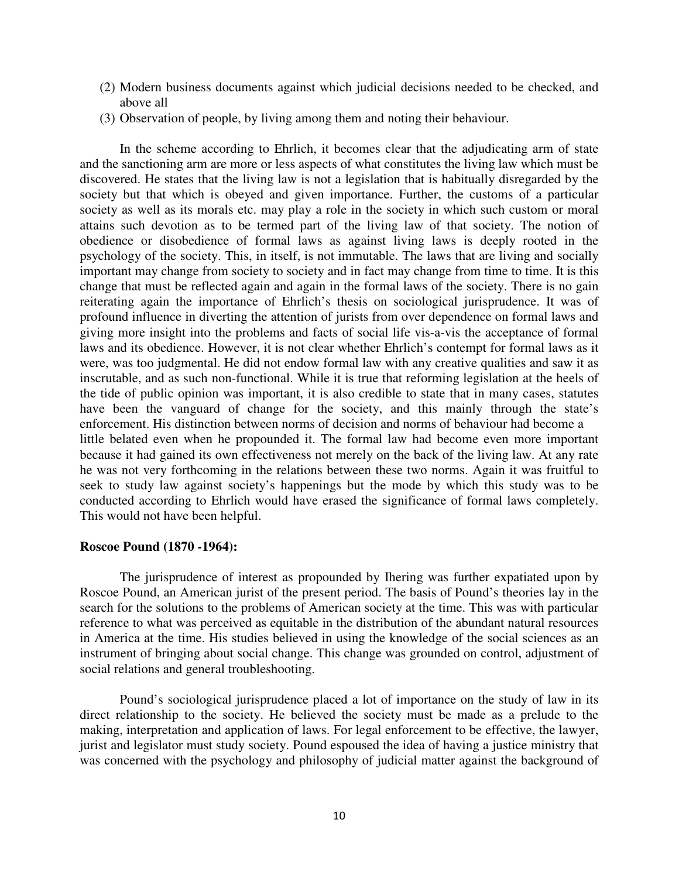(2) Modern business documents against which judicial decisions needed to be checked, and above all
(3) Observation of people, by living among them and noting their behaviour.

In the scheme according to Ehrlich, it becomes clear that the adjudicating arm of state and the sanctioning arm are more or less aspects of what constitutes the living law which must be discovered. He states that the living law is not a legislation that is habitually disregarded by the society but that which is obeyed and given importance. Further, the customs of a particular society as well as its morals etc. may play a role in the society in which such custom or moral attains such devotion as to be termed part of the living law of that society. The notion of obedience or disobedience of formal laws as against living laws is deeply rooted in the psychology of the society. This, in itself, is not immutable. The laws that are living and socially important may change from society to society and in fact may change from time to time. It is this change that must be reflected again and again in the formal laws of the society. There is no gain reiterating again the importance of Ehrlich's thesis on sociological jurisprudence. It was of profound influence in diverting the attention of jurists from over dependence on formal laws and giving more insight into the problems and facts of social life vis-a-vis the acceptance of formal laws and its obedience. However, it is not clear whether Ehrlich's contempt for formal laws as it were, was too judgmental. He did not endow formal law with any creative qualities and saw it as inscrutable, and as such non-functional. While it is true that reforming legislation at the heels of the tide of public opinion was important, it is also credible to state that in many cases, statutes have been the vanguard of change for the society, and this mainly through the state's enforcement. His distinction between norms of decision and norms of behaviour had become a little belated even when he propounded it. The formal law had become even more important because it had gained its own effectiveness not merely on the back of the living law. At any rate he was not very forthcoming in the relations between these two norms. Again it was fruitful to seek to study law against society's happenings but the mode by which this study was to be conducted according to Ehrlich would have erased the significance of formal laws completely. This would not have been helpful.

**Roscoe Pound (1870 -1964):**

The jurisprudence of interest as propounded by Ihering was further expatiated upon by Roscoe Pound, an American jurist of the present period. The basis of Pound's theories lay in the search for the solutions to the problems of American society at the time. This was with particular reference to what was perceived as equitable in the distribution of the abundant natural resources in America at the time. His studies believed in using the knowledge of the social sciences as an instrument of bringing about social change. This change was grounded on control, adjustment of social relations and general troubleshooting.

Pound's sociological jurisprudence placed a lot of importance on the study of law in its direct relationship to the society. He believed the society must be made as a prelude to the making, interpretation and application of laws. For legal enforcement to be effective, the lawyer, jurist and legislator must study society. Pound espoused the idea of having a justice ministry that was concerned with the psychology and philosophy of judicial matter against the background of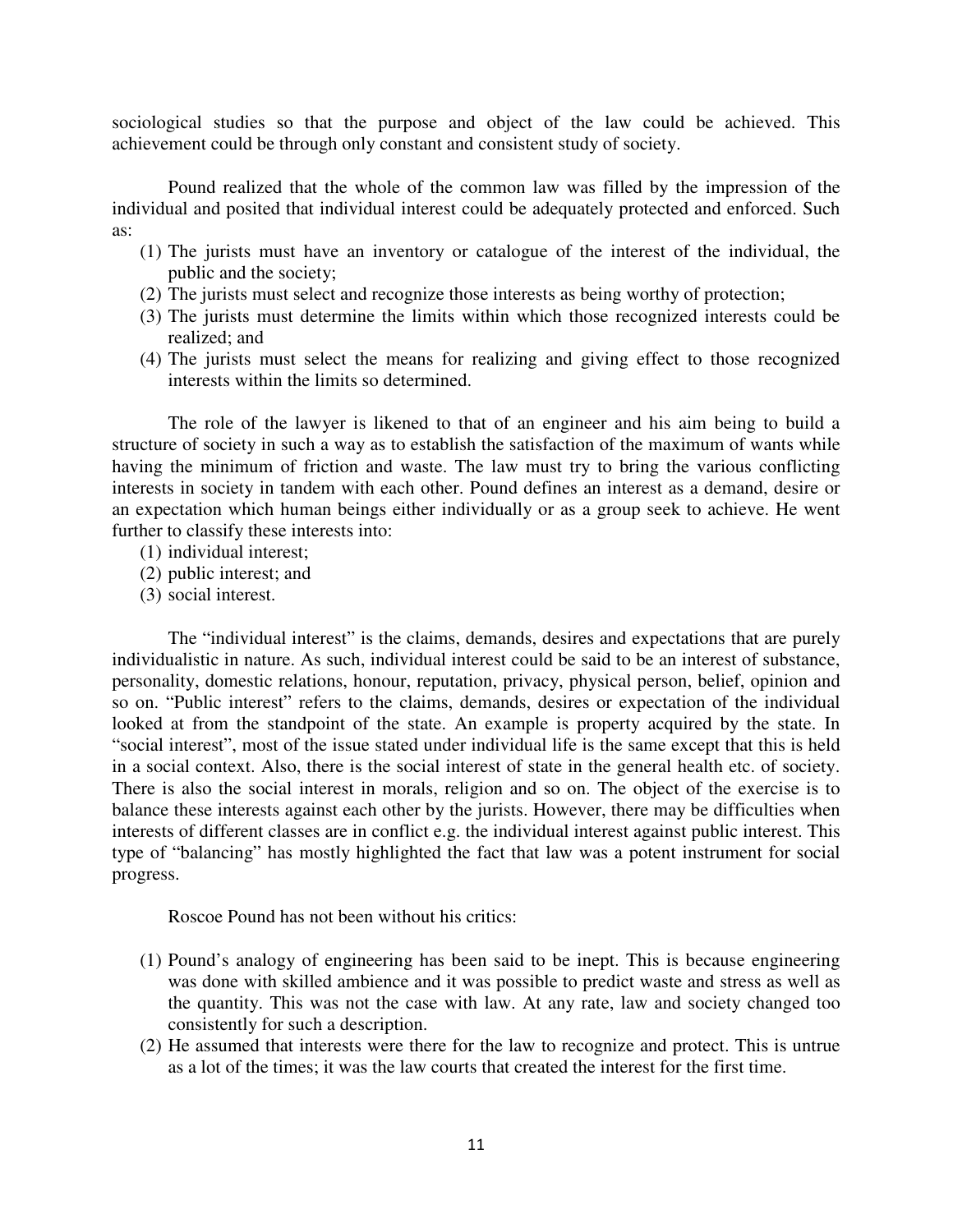sociological studies so that the purpose and object of the law could be achieved. This achievement could be through only constant and consistent study of society.

Pound realized that the whole of the common law was filled by the impression of the individual and posited that individual interest could be adequately protected and enforced. Such as:

(1) The jurists must have an inventory or catalogue of the interest of the individual, the public and the society;
(2) The jurists must select and recognize those interests as being worthy of protection;
(3) The jurists must determine the limits within which those recognized interests could be realized; and
(4) The jurists must select the means for realizing and giving effect to those recognized interests within the limits so determined.

The role of the lawyer is likened to that of an engineer and his aim being to build a structure of society in such a way as to establish the satisfaction of the maximum of wants while having the minimum of friction and waste. The law must try to bring the various conflicting interests in society in tandem with each other. Pound defines an interest as a demand, desire or an expectation which human beings either individually or as a group seek to achieve. He went further to classify these interests into:

(1) individual interest;
(2) public interest; and
(3) social interest.

The "individual interest" is the claims, demands, desires and expectations that are purely individualistic in nature. As such, individual interest could be said to be an interest of substance, personality, domestic relations, honour, reputation, privacy, physical person, belief, opinion and so on. "Public interest" refers to the claims, demands, desires or expectation of the individual looked at from the standpoint of the state. An example is property acquired by the state. In "social interest", most of the issue stated under individual life is the same except that this is held in a social context. Also, there is the social interest of state in the general health etc. of society. There is also the social interest in morals, religion and so on. The object of the exercise is to balance these interests against each other by the jurists. However, there may be difficulties when interests of different classes are in conflict e.g. the individual interest against public interest. This type of "balancing" has mostly highlighted the fact that law was a potent instrument for social progress.

Roscoe Pound has not been without his critics:

(1) Pound's analogy of engineering has been said to be inept. This is because engineering was done with skilled ambience and it was possible to predict waste and stress as well as the quantity. This was not the case with law. At any rate, law and society changed too consistently for such a description.
(2) He assumed that interests were there for the law to recognize and protect. This is untrue as a lot of the times; it was the law courts that created the interest for the first time.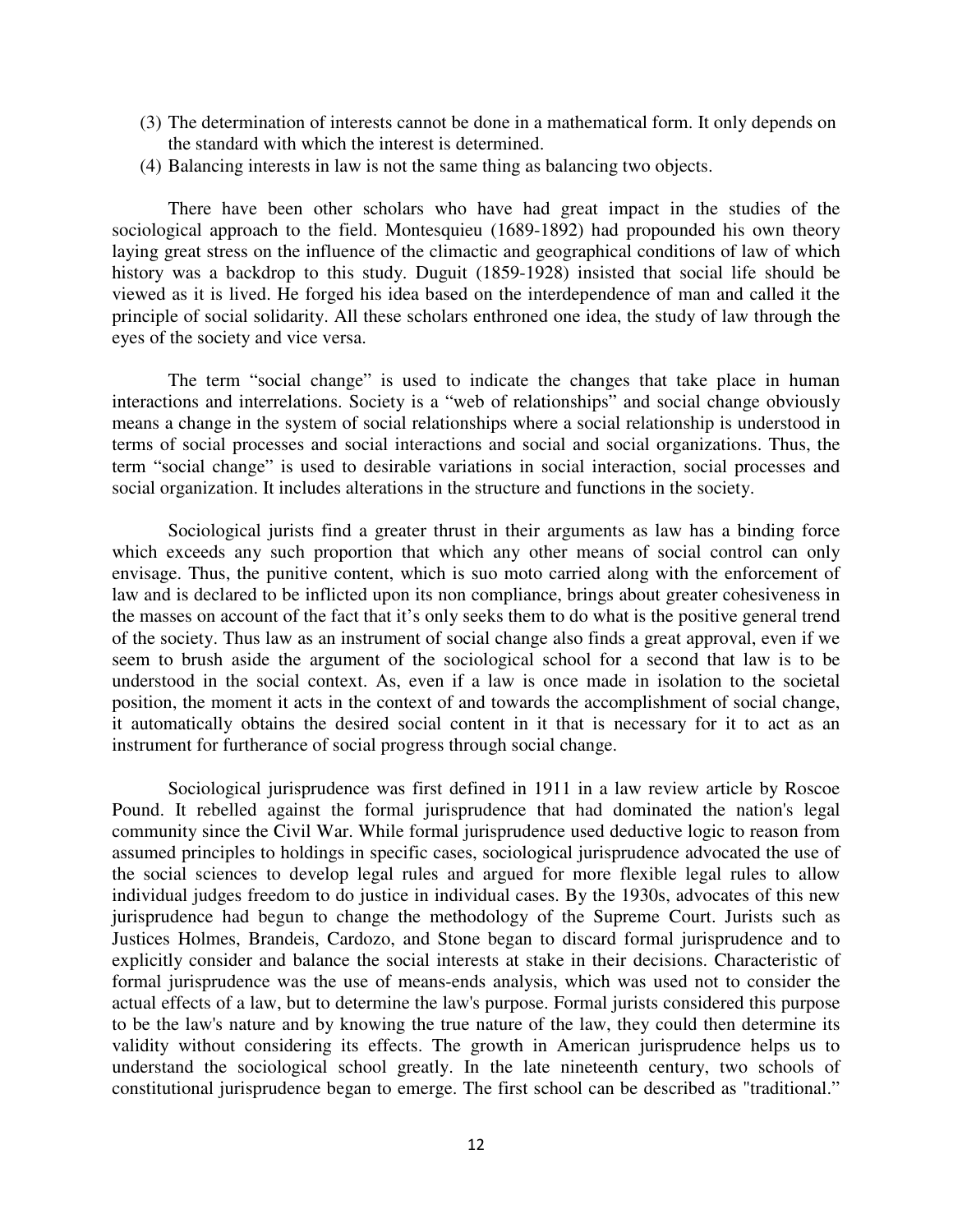(3) The determination of interests cannot be done in a mathematical form. It only depends on the standard with which the interest is determined.
(4) Balancing interests in law is not the same thing as balancing two objects.

There have been other scholars who have had great impact in the studies of the sociological approach to the field. Montesquieu (1689-1892) had propounded his own theory laying great stress on the influence of the climactic and geographical conditions of law of which history was a backdrop to this study. Duguit (1859-1928) insisted that social life should be viewed as it is lived. He forged his idea based on the interdependence of man and called it the principle of social solidarity. All these scholars enthroned one idea, the study of law through the eyes of the society and vice versa.

The term "social change" is used to indicate the changes that take place in human interactions and interrelations. Society is a "web of relationships" and social change obviously means a change in the system of social relationships where a social relationship is understood in terms of social processes and social interactions and social and social organizations. Thus, the term "social change" is used to desirable variations in social interaction, social processes and social organization. It includes alterations in the structure and functions in the society.

Sociological jurists find a greater thrust in their arguments as law has a binding force which exceeds any such proportion that which any other means of social control can only envisage. Thus, the punitive content, which is suo moto carried along with the enforcement of law and is declared to be inflicted upon its non compliance, brings about greater cohesiveness in the masses on account of the fact that it's only seeks them to do what is the positive general trend of the society. Thus law as an instrument of social change also finds a great approval, even if we seem to brush aside the argument of the sociological school for a second that law is to be understood in the social context. As, even if a law is once made in isolation to the societal position, the moment it acts in the context of and towards the accomplishment of social change, it automatically obtains the desired social content in it that is necessary for it to act as an instrument for furtherance of social progress through social change.

Sociological jurisprudence was first defined in 1911 in a law review article by Roscoe Pound. It rebelled against the formal jurisprudence that had dominated the nation's legal community since the Civil War. While formal jurisprudence used deductive logic to reason from assumed principles to holdings in specific cases, sociological jurisprudence advocated the use of the social sciences to develop legal rules and argued for more flexible legal rules to allow individual judges freedom to do justice in individual cases. By the 1930s, advocates of this new jurisprudence had begun to change the methodology of the Supreme Court. Jurists such as Justices Holmes, Brandeis, Cardozo, and Stone began to discard formal jurisprudence and to explicitly consider and balance the social interests at stake in their decisions. Characteristic of formal jurisprudence was the use of means-ends analysis, which was used not to consider the actual effects of a law, but to determine the law's purpose. Formal jurists considered this purpose to be the law's nature and by knowing the true nature of the law, they could then determine its validity without considering its effects. The growth in American jurisprudence helps us to understand the sociological school greatly. In the late nineteenth century, two schools of constitutional jurisprudence began to emerge. The first school can be described as "traditional."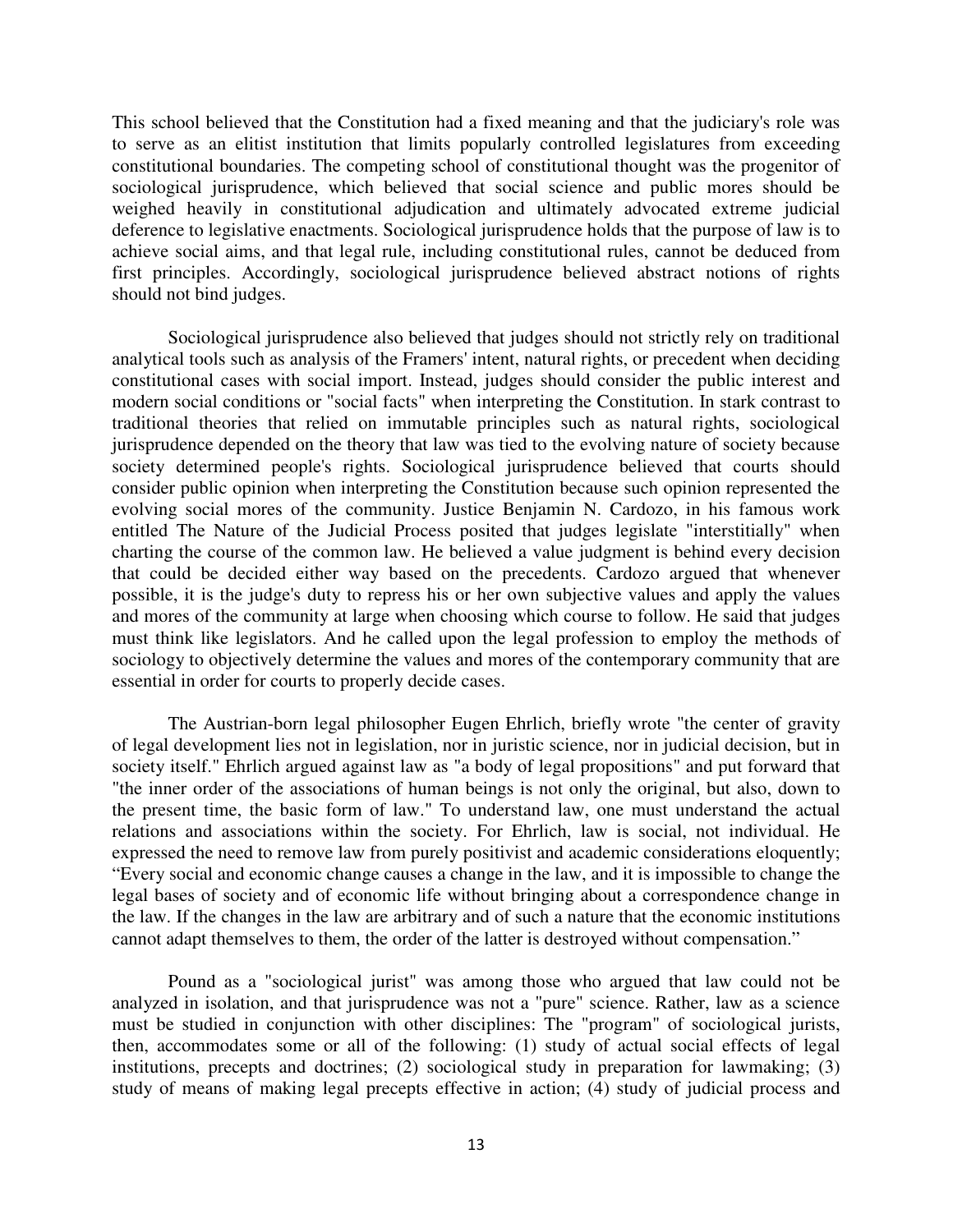This school believed that the Constitution had a fixed meaning and that the judiciary's role was to serve as an elitist institution that limits popularly controlled legislatures from exceeding constitutional boundaries. The competing school of constitutional thought was the progenitor of sociological jurisprudence, which believed that social science and public mores should be weighed heavily in constitutional adjudication and ultimately advocated extreme judicial deference to legislative enactments. Sociological jurisprudence holds that the purpose of law is to achieve social aims, and that legal rule, including constitutional rules, cannot be deduced from first principles. Accordingly, sociological jurisprudence believed abstract notions of rights should not bind judges.

Sociological jurisprudence also believed that judges should not strictly rely on traditional analytical tools such as analysis of the Framers' intent, natural rights, or precedent when deciding constitutional cases with social import. Instead, judges should consider the public interest and modern social conditions or "social facts" when interpreting the Constitution. In stark contrast to traditional theories that relied on immutable principles such as natural rights, sociological jurisprudence depended on the theory that law was tied to the evolving nature of society because society determined people's rights. Sociological jurisprudence believed that courts should consider public opinion when interpreting the Constitution because such opinion represented the evolving social mores of the community. Justice Benjamin N. Cardozo, in his famous work entitled The Nature of the Judicial Process posited that judges legislate "interstitially" when charting the course of the common law. He believed a value judgment is behind every decision that could be decided either way based on the precedents. Cardozo argued that whenever possible, it is the judge's duty to repress his or her own subjective values and apply the values and mores of the community at large when choosing which course to follow. He said that judges must think like legislators. And he called upon the legal profession to employ the methods of sociology to objectively determine the values and mores of the contemporary community that are essential in order for courts to properly decide cases.

The Austrian-born legal philosopher Eugen Ehrlich, briefly wrote "the center of gravity of legal development lies not in legislation, nor in juristic science, nor in judicial decision, but in society itself." Ehrlich argued against law as "a body of legal propositions" and put forward that "the inner order of the associations of human beings is not only the original, but also, down to the present time, the basic form of law." To understand law, one must understand the actual relations and associations within the society. For Ehrlich, law is social, not individual. He expressed the need to remove law from purely positivist and academic considerations eloquently; “Every social and economic change causes a change in the law, and it is impossible to change the legal bases of society and of economic life without bringing about a correspondence change in the law. If the changes in the law are arbitrary and of such a nature that the economic institutions cannot adapt themselves to them, the order of the latter is destroyed without compensation.”

Pound as a "sociological jurist" was among those who argued that law could not be analyzed in isolation, and that jurisprudence was not a "pure" science. Rather, law as a science must be studied in conjunction with other disciplines: The "program" of sociological jurists, then, accommodates some or all of the following: (1) study of actual social effects of legal institutions, precepts and doctrines; (2) sociological study in preparation for lawmaking; (3) study of means of making legal precepts effective in action; (4) study of judicial process and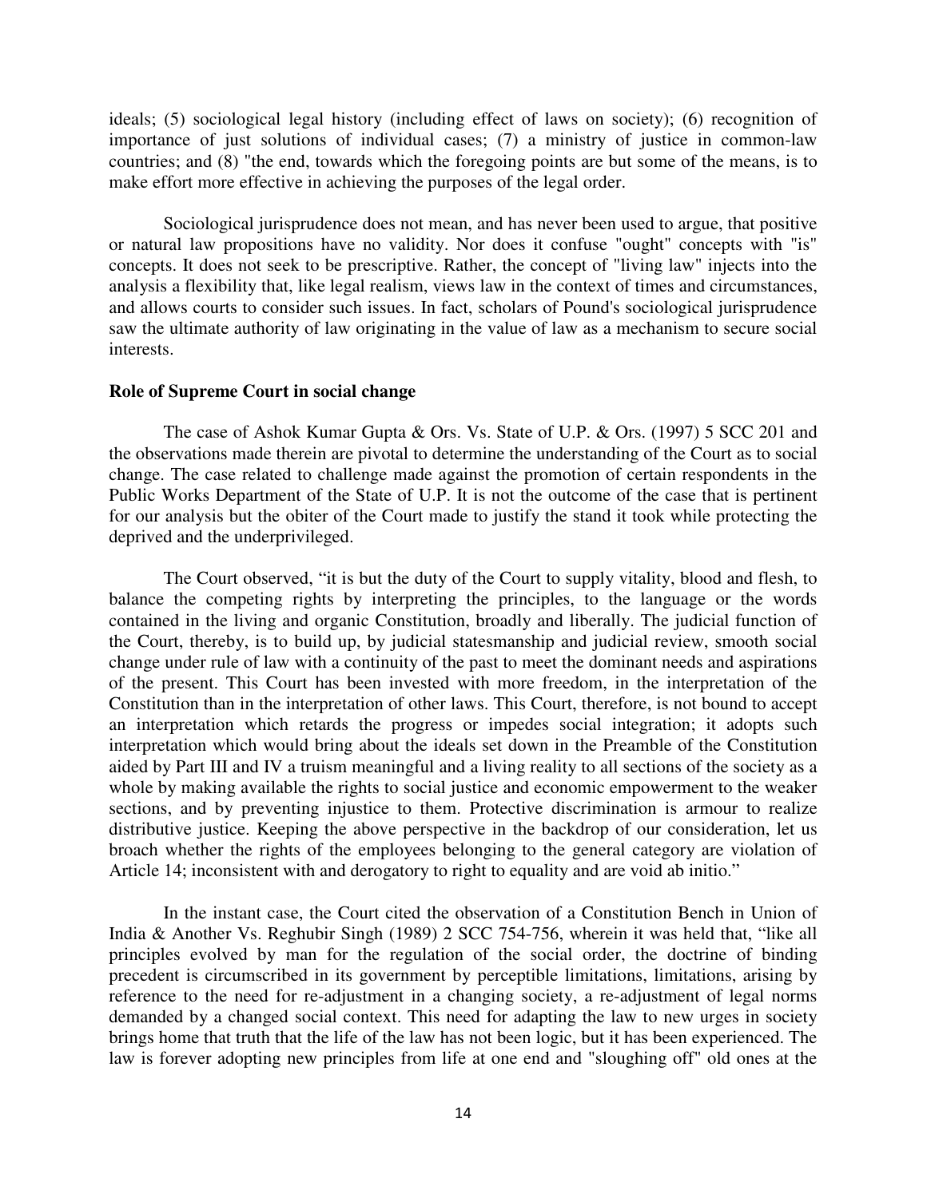ideals; (5) sociological legal history (including effect of laws on society); (6) recognition of importance of just solutions of individual cases; (7) a ministry of justice in common-law countries; and (8) "the end, towards which the foregoing points are but some of the means, is to make effort more effective in achieving the purposes of the legal order.

Sociological jurisprudence does not mean, and has never been used to argue, that positive or natural law propositions have no validity. Nor does it confuse "ought" concepts with "is" concepts. It does not seek to be prescriptive. Rather, the concept of "living law" injects into the analysis a flexibility that, like legal realism, views law in the context of times and circumstances, and allows courts to consider such issues. In fact, scholars of Pound's sociological jurisprudence saw the ultimate authority of law originating in the value of law as a mechanism to secure social interests.

**Role of Supreme Court in social change**

The case of Ashok Kumar Gupta & Ors. Vs. State of U.P. & Ors. (1997) 5 SCC 201 and the observations made therein are pivotal to determine the understanding of the Court as to social change. The case related to challenge made against the promotion of certain respondents in the Public Works Department of the State of U.P. It is not the outcome of the case that is pertinent for our analysis but the obiter of the Court made to justify the stand it took while protecting the deprived and the underprivileged.

The Court observed, "it is but the duty of the Court to supply vitality, blood and flesh, to balance the competing rights by interpreting the principles, to the language or the words contained in the living and organic Constitution, broadly and liberally. The judicial function of the Court, thereby, is to build up, by judicial statesmanship and judicial review, smooth social change under rule of law with a continuity of the past to meet the dominant needs and aspirations of the present. This Court has been invested with more freedom, in the interpretation of the Constitution than in the interpretation of other laws. This Court, therefore, is not bound to accept an interpretation which retards the progress or impedes social integration; it adopts such interpretation which would bring about the ideals set down in the Preamble of the Constitution aided by Part III and IV a truism meaningful and a living reality to all sections of the society as a whole by making available the rights to social justice and economic empowerment to the weaker sections, and by preventing injustice to them. Protective discrimination is armour to realize distributive justice. Keeping the above perspective in the backdrop of our consideration, let us broach whether the rights of the employees belonging to the general category are violation of Article 14; inconsistent with and derogatory to right to equality and are void ab initio."

In the instant case, the Court cited the observation of a Constitution Bench in Union of India & Another Vs. Reghubir Singh (1989) 2 SCC 754-756, wherein it was held that, "like all principles evolved by man for the regulation of the social order, the doctrine of binding precedent is circumscribed in its government by perceptible limitations, limitations, arising by reference to the need for re-adjustment in a changing society, a re-adjustment of legal norms demanded by a changed social context. This need for adapting the law to new urges in society brings home that truth that the life of the law has not been logic, but it has been experienced. The law is forever adopting new principles from life at one end and "sloughing off" old ones at the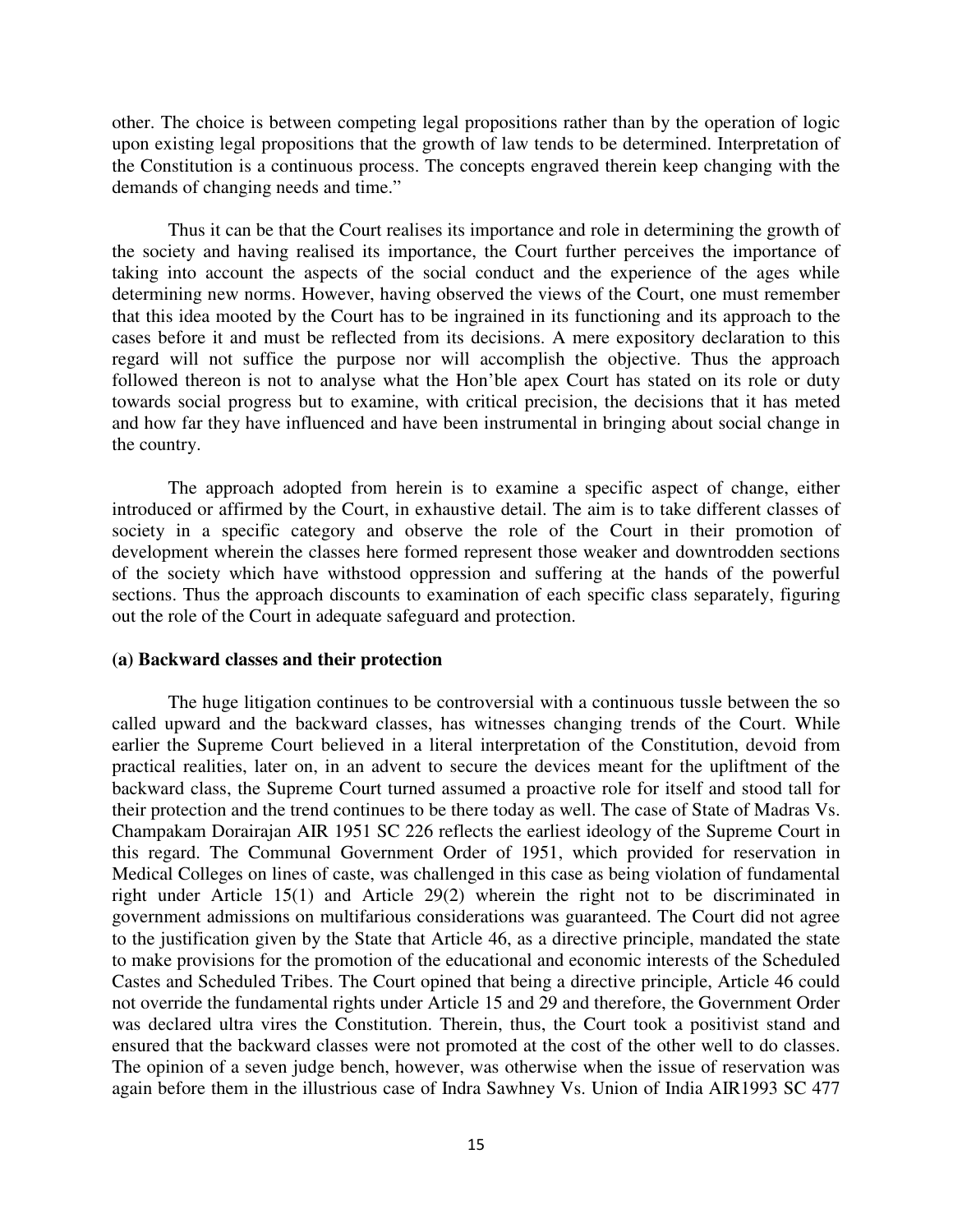other. The choice is between competing legal propositions rather than by the operation of logic upon existing legal propositions that the growth of law tends to be determined. Interpretation of the Constitution is a continuous process. The concepts engraved therein keep changing with the demands of changing needs and time."

Thus it can be that the Court realises its importance and role in determining the growth of the society and having realised its importance, the Court further perceives the importance of taking into account the aspects of the social conduct and the experience of the ages while determining new norms. However, having observed the views of the Court, one must remember that this idea mooted by the Court has to be ingrained in its functioning and its approach to the cases before it and must be reflected from its decisions. A mere expository declaration to this regard will not suffice the purpose nor will accomplish the objective. Thus the approach followed thereon is not to analyse what the Hon'ble apex Court has stated on its role or duty towards social progress but to examine, with critical precision, the decisions that it has meted and how far they have influenced and have been instrumental in bringing about social change in the country.

The approach adopted from herein is to examine a specific aspect of change, either introduced or affirmed by the Court, in exhaustive detail. The aim is to take different classes of society in a specific category and observe the role of the Court in their promotion of development wherein the classes here formed represent those weaker and downtrodden sections of the society which have withstood oppression and suffering at the hands of the powerful sections. Thus the approach discounts to examination of each specific class separately, figuring out the role of the Court in adequate safeguard and protection.

**(a) Backward classes and their protection**

The huge litigation continues to be controversial with a continuous tussle between the so called upward and the backward classes, has witnesses changing trends of the Court. While earlier the Supreme Court believed in a literal interpretation of the Constitution, devoid from practical realities, later on, in an advent to secure the devices meant for the upliftment of the backward class, the Supreme Court turned assumed a proactive role for itself and stood tall for their protection and the trend continues to be there today as well. The case of State of Madras Vs. Champakam Dorairajan AIR 1951 SC 226 reflects the earliest ideology of the Supreme Court in this regard. The Communal Government Order of 1951, which provided for reservation in Medical Colleges on lines of caste, was challenged in this case as being violation of fundamental right under Article 15(1) and Article 29(2) wherein the right not to be discriminated in government admissions on multifarious considerations was guaranteed. The Court did not agree to the justification given by the State that Article 46, as a directive principle, mandated the state to make provisions for the promotion of the educational and economic interests of the Scheduled Castes and Scheduled Tribes. The Court opined that being a directive principle, Article 46 could not override the fundamental rights under Article 15 and 29 and therefore, the Government Order was declared ultra vires the Constitution. Therein, thus, the Court took a positivist stand and ensured that the backward classes were not promoted at the cost of the other well to do classes. The opinion of a seven judge bench, however, was otherwise when the issue of reservation was again before them in the illustrious case of Indra Sawhney Vs. Union of India AIR1993 SC 477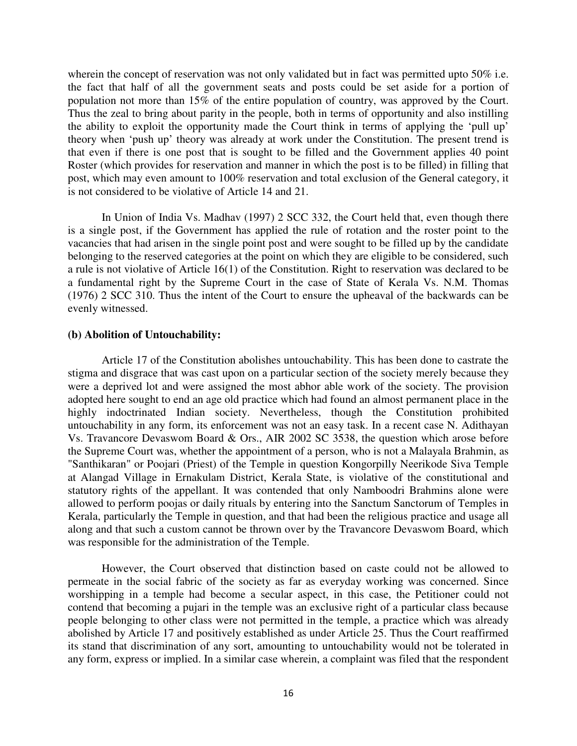wherein the concept of reservation was not only validated but in fact was permitted upto 50% i.e. the fact that half of all the government seats and posts could be set aside for a portion of population not more than 15% of the entire population of country, was approved by the Court. Thus the zeal to bring about parity in the people, both in terms of opportunity and also instilling the ability to exploit the opportunity made the Court think in terms of applying the 'pull up' theory when 'push up' theory was already at work under the Constitution. The present trend is that even if there is one post that is sought to be filled and the Government applies 40 point Roster (which provides for reservation and manner in which the post is to be filled) in filling that post, which may even amount to 100% reservation and total exclusion of the General category, it is not considered to be violative of Article 14 and 21.

In Union of India Vs. Madhav (1997) 2 SCC 332, the Court held that, even though there is a single post, if the Government has applied the rule of rotation and the roster point to the vacancies that had arisen in the single point post and were sought to be filled up by the candidate belonging to the reserved categories at the point on which they are eligible to be considered, such a rule is not violative of Article 16(1) of the Constitution. Right to reservation was declared to be a fundamental right by the Supreme Court in the case of State of Kerala Vs. N.M. Thomas (1976) 2 SCC 310. Thus the intent of the Court to ensure the upheaval of the backwards can be evenly witnessed.

**(b) Abolition of Untouchability:**

Article 17 of the Constitution abolishes untouchability. This has been done to castrate the stigma and disgrace that was cast upon on a particular section of the society merely because they were a deprived lot and were assigned the most abhor able work of the society. The provision adopted here sought to end an age old practice which had found an almost permanent place in the highly indoctrinated Indian society. Nevertheless, though the Constitution prohibited untouchability in any form, its enforcement was not an easy task. In a recent case N. Adithayan Vs. Travancore Devaswom Board & Ors., AIR 2002 SC 3538, the question which arose before the Supreme Court was, whether the appointment of a person, who is not a Malayala Brahmin, as "Santhikaran" or Poojari (Priest) of the Temple in question Kongorpilly Neerikode Siva Temple at Alangad Village in Ernakulam District, Kerala State, is violative of the constitutional and statutory rights of the appellant. It was contended that only Namboodri Brahmins alone were allowed to perform poojas or daily rituals by entering into the Sanctum Sanctorum of Temples in Kerala, particularly the Temple in question, and that had been the religious practice and usage all along and that such a custom cannot be thrown over by the Travancore Devaswom Board, which was responsible for the administration of the Temple.

However, the Court observed that distinction based on caste could not be allowed to permeate in the social fabric of the society as far as everyday working was concerned. Since worshipping in a temple had become a secular aspect, in this case, the Petitioner could not contend that becoming a pujari in the temple was an exclusive right of a particular class because people belonging to other class were not permitted in the temple, a practice which was already abolished by Article 17 and positively established as under Article 25. Thus the Court reaffirmed its stand that discrimination of any sort, amounting to untouchability would not be tolerated in any form, express or implied. In a similar case wherein, a complaint was filed that the respondent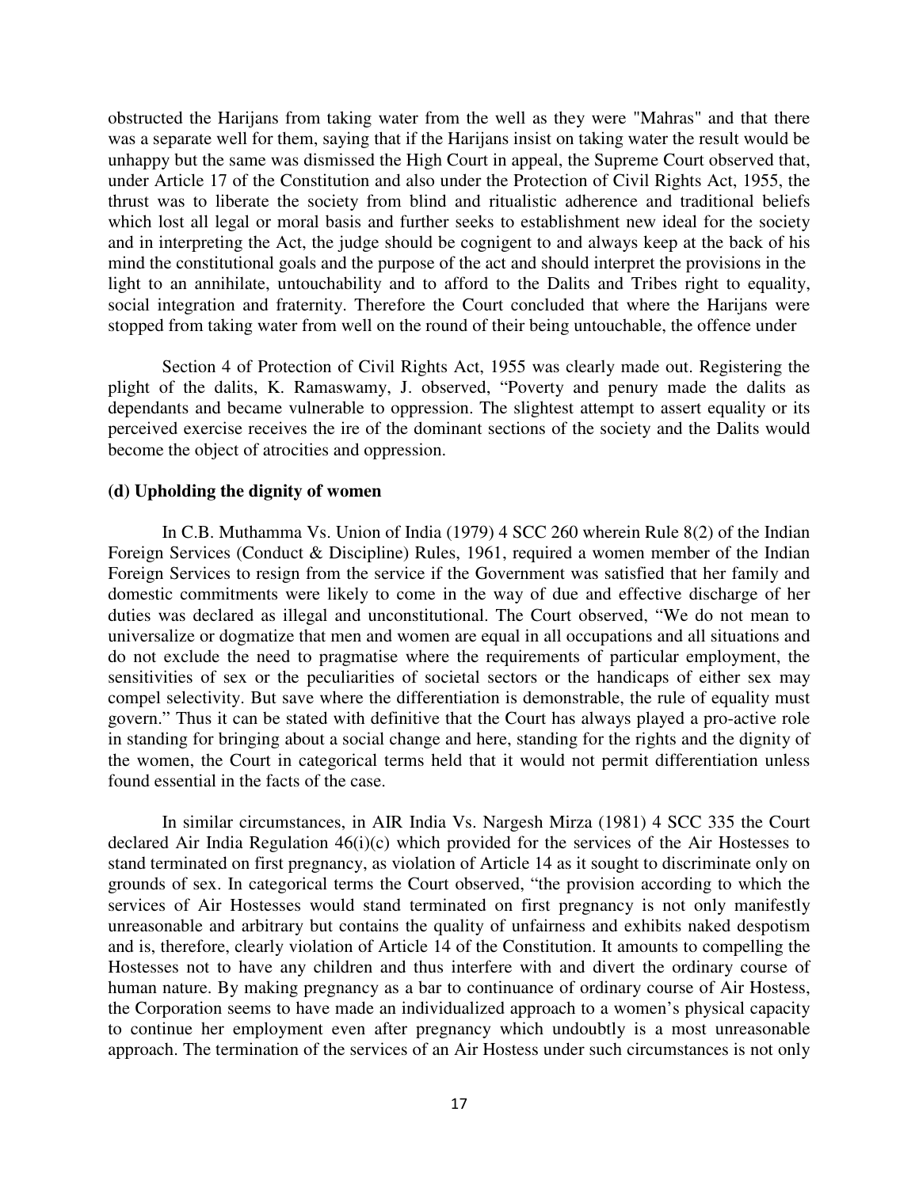obstructed the Harijans from taking water from the well as they were "Mahras" and that there was a separate well for them, saying that if the Harijans insist on taking water the result would be unhappy but the same was dismissed the High Court in appeal, the Supreme Court observed that, under Article 17 of the Constitution and also under the Protection of Civil Rights Act, 1955, the thrust was to liberate the society from blind and ritualistic adherence and traditional beliefs which lost all legal or moral basis and further seeks to establishment new ideal for the society and in interpreting the Act, the judge should be cognigent to and always keep at the back of his mind the constitutional goals and the purpose of the act and should interpret the provisions in the light to an annihilate, untouchability and to afford to the Dalits and Tribes right to equality, social integration and fraternity. Therefore the Court concluded that where the Harijans were stopped from taking water from well on the round of their being untouchable, the offence under

Section 4 of Protection of Civil Rights Act, 1955 was clearly made out. Registering the plight of the dalits, K. Ramaswamy, J. observed, "Poverty and penury made the dalits as dependants and became vulnerable to oppression. The slightest attempt to assert equality or its perceived exercise receives the ire of the dominant sections of the society and the Dalits would become the object of atrocities and oppression.

**(d) Upholding the dignity of women**

In C.B. Muthamma Vs. Union of India (1979) 4 SCC 260 wherein Rule 8(2) of the Indian Foreign Services (Conduct & Discipline) Rules, 1961, required a women member of the Indian Foreign Services to resign from the service if the Government was satisfied that her family and domestic commitments were likely to come in the way of due and effective discharge of her duties was declared as illegal and unconstitutional. The Court observed, "We do not mean to universalize or dogmatize that men and women are equal in all occupations and all situations and do not exclude the need to pragmatise where the requirements of particular employment, the sensitivities of sex or the peculiarities of societal sectors or the handicaps of either sex may compel selectivity. But save where the differentiation is demonstrable, the rule of equality must govern." Thus it can be stated with definitive that the Court has always played a pro-active role in standing for bringing about a social change and here, standing for the rights and the dignity of the women, the Court in categorical terms held that it would not permit differentiation unless found essential in the facts of the case.

In similar circumstances, in AIR India Vs. Nargesh Mirza (1981) 4 SCC 335 the Court declared Air India Regulation 46(i)(c) which provided for the services of the Air Hostesses to stand terminated on first pregnancy, as violation of Article 14 as it sought to discriminate only on grounds of sex. In categorical terms the Court observed, "the provision according to which the services of Air Hostesses would stand terminated on first pregnancy is not only manifestly unreasonable and arbitrary but contains the quality of unfairness and exhibits naked despotism and is, therefore, clearly violation of Article 14 of the Constitution. It amounts to compelling the Hostesses not to have any children and thus interfere with and divert the ordinary course of human nature. By making pregnancy as a bar to continuance of ordinary course of Air Hostess, the Corporation seems to have made an individualized approach to a women's physical capacity to continue her employment even after pregnancy which undoubtly is a most unreasonable approach. The termination of the services of an Air Hostess under such circumstances is not only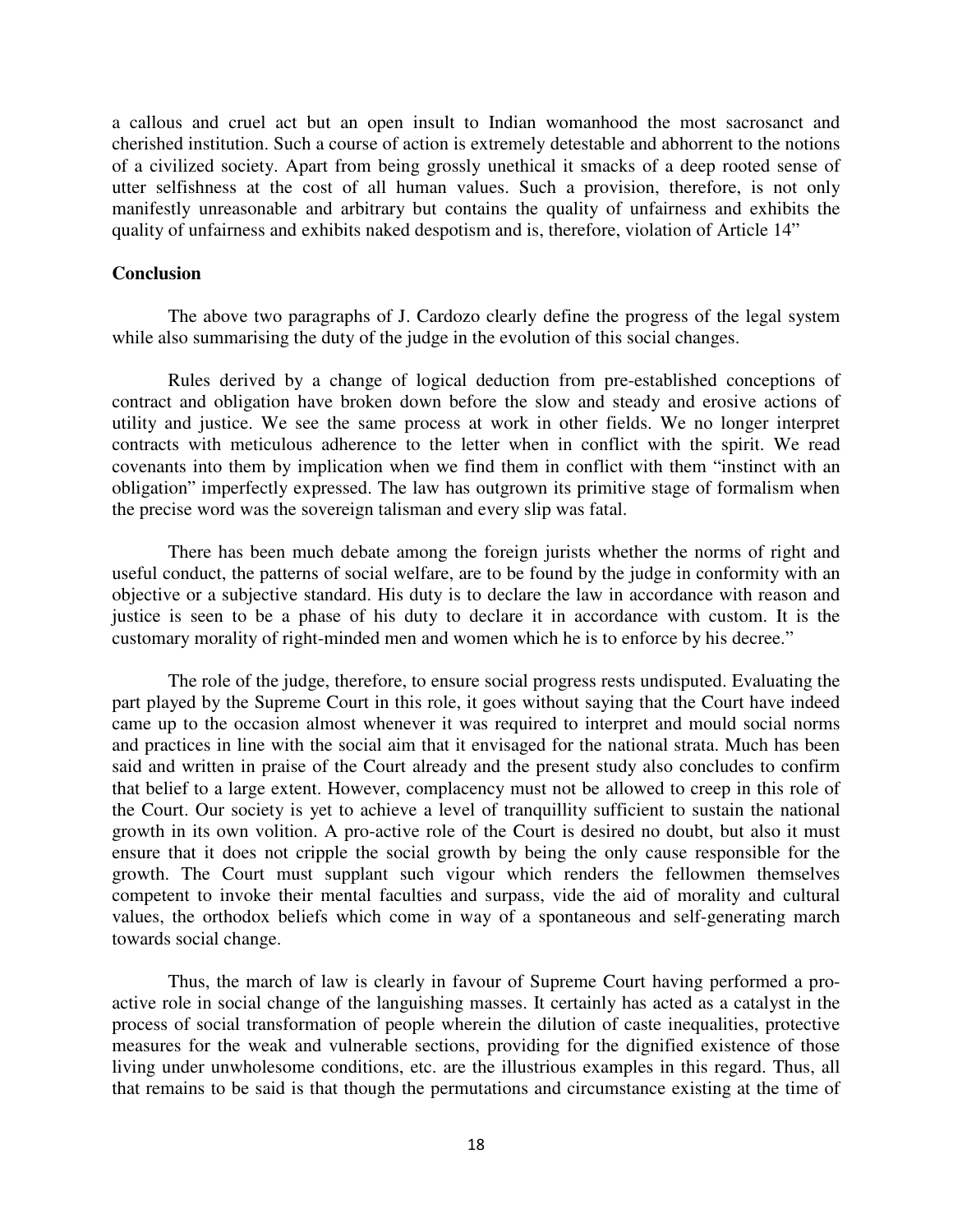a callous and cruel act but an open insult to Indian womanhood the most sacrosanct and cherished institution. Such a course of action is extremely detestable and abhorrent to the notions of a civilized society. Apart from being grossly unethical it smacks of a deep rooted sense of utter selfishness at the cost of all human values. Such a provision, therefore, is not only manifestly unreasonable and arbitrary but contains the quality of unfairness and exhibits the quality of unfairness and exhibits naked despotism and is, therefore, violation of Article 14"

**Conclusion**

The above two paragraphs of J. Cardozo clearly define the progress of the legal system while also summarising the duty of the judge in the evolution of this social changes.

Rules derived by a change of logical deduction from pre-established conceptions of contract and obligation have broken down before the slow and steady and erosive actions of utility and justice. We see the same process at work in other fields. We no longer interpret contracts with meticulous adherence to the letter when in conflict with the spirit. We read covenants into them by implication when we find them in conflict with them "instinct with an obligation" imperfectly expressed. The law has outgrown its primitive stage of formalism when the precise word was the sovereign talisman and every slip was fatal.

There has been much debate among the foreign jurists whether the norms of right and useful conduct, the patterns of social welfare, are to be found by the judge in conformity with an objective or a subjective standard. His duty is to declare the law in accordance with reason and justice is seen to be a phase of his duty to declare it in accordance with custom. It is the customary morality of right-minded men and women which he is to enforce by his decree."

The role of the judge, therefore, to ensure social progress rests undisputed. Evaluating the part played by the Supreme Court in this role, it goes without saying that the Court have indeed came up to the occasion almost whenever it was required to interpret and mould social norms and practices in line with the social aim that it envisaged for the national strata. Much has been said and written in praise of the Court already and the present study also concludes to confirm that belief to a large extent. However, complacency must not be allowed to creep in this role of the Court. Our society is yet to achieve a level of tranquillity sufficient to sustain the national growth in its own volition. A pro-active role of the Court is desired no doubt, but also it must ensure that it does not cripple the social growth by being the only cause responsible for the growth. The Court must supplant such vigour which renders the fellowmen themselves competent to invoke their mental faculties and surpass, vide the aid of morality and cultural values, the orthodox beliefs which come in way of a spontaneous and self-generating march towards social change.

Thus, the march of law is clearly in favour of Supreme Court having performed a pro-active role in social change of the languishing masses. It certainly has acted as a catalyst in the process of social transformation of people wherein the dilution of caste inequalities, protective measures for the weak and vulnerable sections, providing for the dignified existence of those living under unwholesome conditions, etc. are the illustrious examples in this regard. Thus, all that remains to be said is that though the permutations and circumstance existing at the time of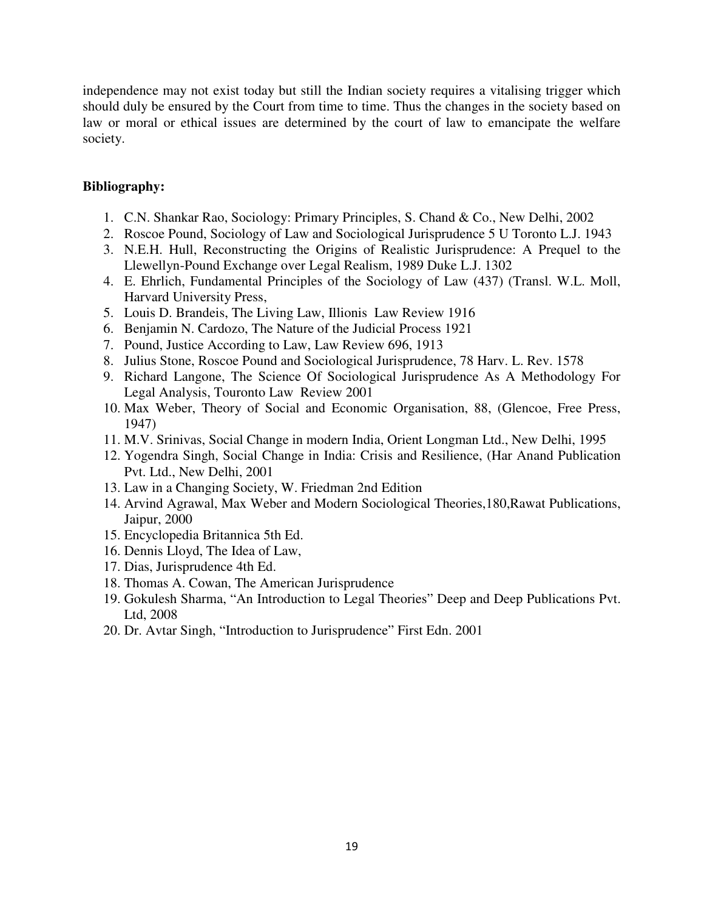independence may not exist today but still the Indian society requires a vitalising trigger which should duly be ensured by the Court from time to time. Thus the changes in the society based on law or moral or ethical issues are determined by the court of law to emancipate the welfare society.

**Bibliography:**

1. C.N. Shankar Rao, Sociology: Primary Principles, S. Chand & Co., New Delhi, 2002
2. Roscoe Pound, Sociology of Law and Sociological Jurisprudence 5 U Toronto L.J. 1943
3. N.E.H. Hull, Reconstructing the Origins of Realistic Jurisprudence: A Prequel to the Llewellyn-Pound Exchange over Legal Realism, 1989 Duke L.J. 1302
4. E. Ehrlich, Fundamental Principles of the Sociology of Law (437) (Transl. W.L. Moll, Harvard University Press,
5. Louis D. Brandeis, The Living Law, Illionis Law Review 1916
6. Benjamin N. Cardozo, The Nature of the Judicial Process 1921
7. Pound, Justice According to Law, Law Review 696, 1913
8. Julius Stone, Roscoe Pound and Sociological Jurisprudence, 78 Harv. L. Rev. 1578
9. Richard Langone, The Science Of Sociological Jurisprudence As A Methodology For Legal Analysis, Touronto Law Review 2001
10. Max Weber, Theory of Social and Economic Organisation, 88, (Glencoe, Free Press, 1947)
11. M.V. Srinivas, Social Change in modern India, Orient Longman Ltd., New Delhi, 1995
12. Yogendra Singh, Social Change in India: Crisis and Resilience, (Har Anand Publication Pvt. Ltd., New Delhi, 2001
13. Law in a Changing Society, W. Friedman 2nd Edition
14. Arvind Agrawal, Max Weber and Modern Sociological Theories,180,Rawat Publications, Jaipur, 2000
15. Encyclopedia Britannica 5th Ed.
16. Dennis Lloyd, The Idea of Law,
17. Dias, Jurisprudence 4th Ed.
18. Thomas A. Cowan, The American Jurisprudence
19. Gokulesh Sharma, "An Introduction to Legal Theories" Deep and Deep Publications Pvt. Ltd, 2008
20. Dr. Avtar Singh, "Introduction to Jurisprudence" First Edn. 2001